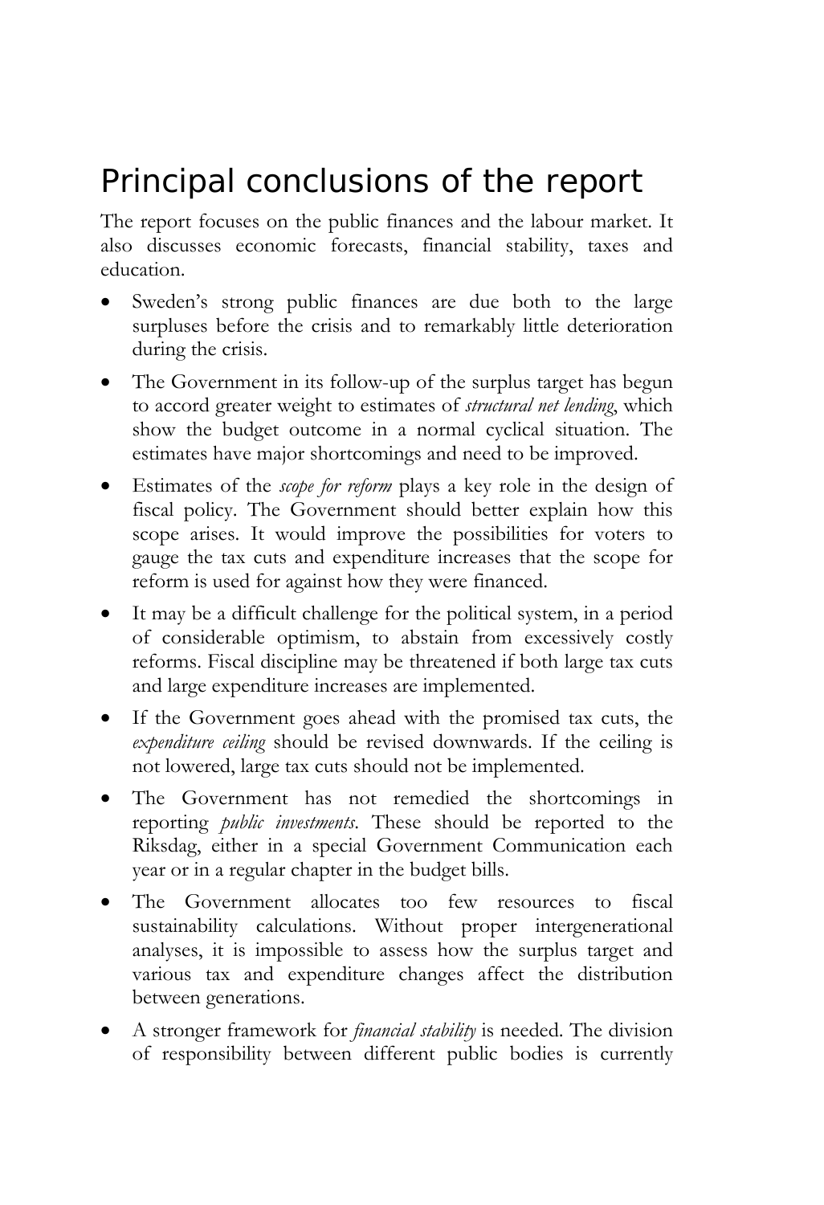# Principal conclusions of the report

The report focuses on the public finances and the labour market. It also discusses economic forecasts, financial stability, taxes and education.

- Sweden's strong public finances are due both to the large surpluses before the crisis and to remarkably little deterioration during the crisis.
- The Government in its follow-up of the surplus target has begun to accord greater weight to estimates of *structural net lending*, which show the budget outcome in a normal cyclical situation. The estimates have major shortcomings and need to be improved.
- Estimates of the *scope for reform* plays a key role in the design of fiscal policy. The Government should better explain how this scope arises. It would improve the possibilities for voters to gauge the tax cuts and expenditure increases that the scope for reform is used for against how they were financed.
- It may be a difficult challenge for the political system, in a period of considerable optimism, to abstain from excessively costly reforms. Fiscal discipline may be threatened if both large tax cuts and large expenditure increases are implemented.
- If the Government goes ahead with the promised tax cuts, the *expenditure ceiling* should be revised downwards. If the ceiling is not lowered, large tax cuts should not be implemented.
- The Government has not remedied the shortcomings in reporting *public investments*. These should be reported to the Riksdag, either in a special Government Communication each year or in a regular chapter in the budget bills.
- The Government allocates too few resources to fiscal sustainability calculations. Without proper intergenerational analyses, it is impossible to assess how the surplus target and various tax and expenditure changes affect the distribution between generations.
- A stronger framework for *financial stability* is needed. The division of responsibility between different public bodies is currently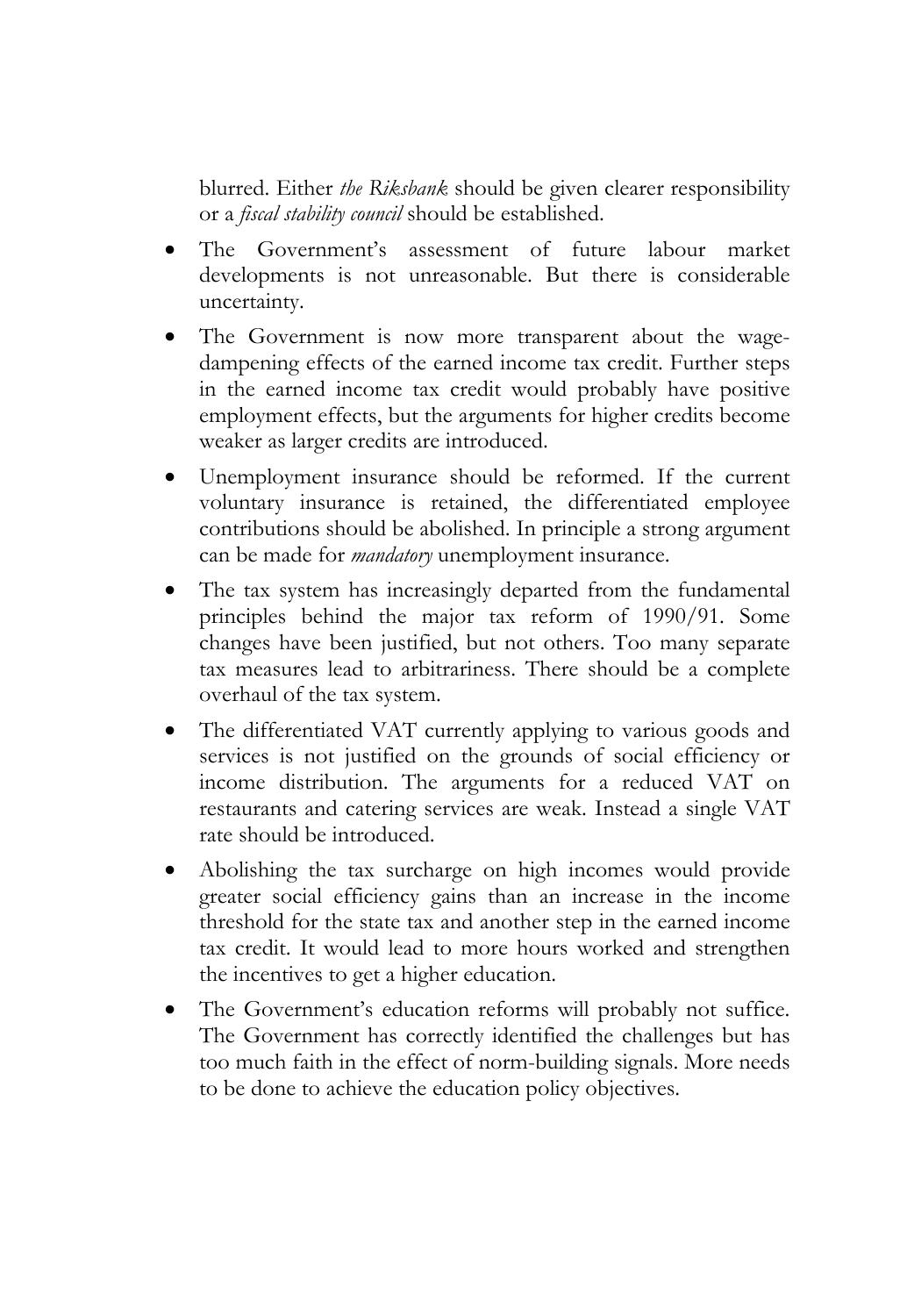blurred. Either *the Riksbank* should be given clearer responsibility or a *fiscal stability council* should be established.

- The Government's assessment of future labour market developments is not unreasonable. But there is considerable uncertainty.
- The Government is now more transparent about the wage-dampening effects of the earned income tax credit. Further steps in the earned income tax credit would probably have positive employment effects, but the arguments for higher credits become weaker as larger credits are introduced.
- Unemployment insurance should be reformed. If the current voluntary insurance is retained, the differentiated employee contributions should be abolished. In principle a strong argument can be made for *mandatory* unemployment insurance.
- The tax system has increasingly departed from the fundamental principles behind the major tax reform of 1990/91. Some changes have been justified, but not others. Too many separate tax measures lead to arbitrariness. There should be a complete overhaul of the tax system.
- The differentiated VAT currently applying to various goods and services is not justified on the grounds of social efficiency or income distribution. The arguments for a reduced VAT on restaurants and catering services are weak. Instead a single VAT rate should be introduced.
- Abolishing the tax surcharge on high incomes would provide greater social efficiency gains than an increase in the income threshold for the state tax and another step in the earned income tax credit. It would lead to more hours worked and strengthen the incentives to get a higher education.
- The Government's education reforms will probably not suffice. The Government has correctly identified the challenges but has too much faith in the effect of norm-building signals. More needs to be done to achieve the education policy objectives.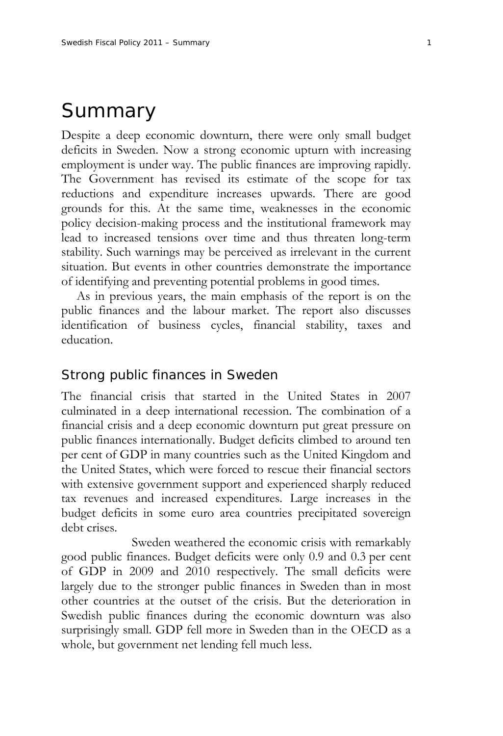# Summary

Despite a deep economic downturn, there were only small budget deficits in Sweden. Now a strong economic upturn with increasing employment is under way. The public finances are improving rapidly. The Government has revised its estimate of the scope for tax reductions and expenditure increases upwards. There are good grounds for this. At the same time, weaknesses in the economic policy decision-making process and the institutional framework may lead to increased tensions over time and thus threaten long-term stability. Such warnings may be perceived as irrelevant in the current situation. But events in other countries demonstrate the importance of identifying and preventing potential problems in good times.

As in previous years, the main emphasis of the report is on the public finances and the labour market. The report also discusses identification of business cycles, financial stability, taxes and education.

## Strong public finances in Sweden

The financial crisis that started in the United States in 2007 culminated in a deep international recession. The combination of a financial crisis and a deep economic downturn put great pressure on public finances internationally. Budget deficits climbed to around ten per cent of GDP in many countries such as the United Kingdom and the United States, which were forced to rescue their financial sectors with extensive government support and experienced sharply reduced tax revenues and increased expenditures. Large increases in the budget deficits in some euro area countries precipitated sovereign debt crises.

Sweden weathered the economic crisis with remarkably good public finances. Budget deficits were only 0.9 and 0.3 per cent of GDP in 2009 and 2010 respectively. The small deficits were largely due to the stronger public finances in Sweden than in most other countries at the outset of the crisis. But the deterioration in Swedish public finances during the economic downturn was also surprisingly small. GDP fell more in Sweden than in the OECD as a whole, but government net lending fell much less.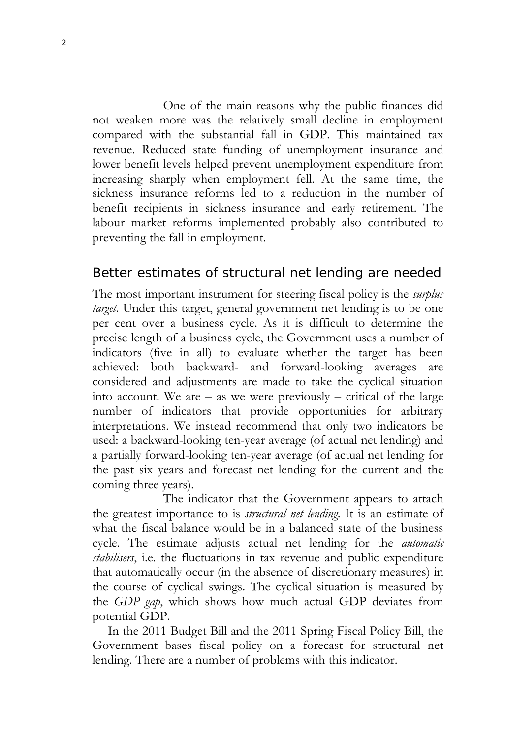One of the main reasons why the public finances did not weaken more was the relatively small decline in employment compared with the substantial fall in GDP. This maintained tax revenue. Reduced state funding of unemployment insurance and lower benefit levels helped prevent unemployment expenditure from increasing sharply when employment fell. At the same time, the sickness insurance reforms led to a reduction in the number of benefit recipients in sickness insurance and early retirement. The labour market reforms implemented probably also contributed to preventing the fall in employment.

## Better estimates of structural net lending are needed

The most important instrument for steering fiscal policy is the *surplus target*. Under this target, general government net lending is to be one per cent over a business cycle. As it is difficult to determine the precise length of a business cycle, the Government uses a number of indicators (five in all) to evaluate whether the target has been achieved: both backward- and forward-looking averages are considered and adjustments are made to take the cyclical situation into account. We are – as we were previously – critical of the large number of indicators that provide opportunities for arbitrary interpretations. We instead recommend that only two indicators be used: a backward-looking ten-year average (of actual net lending) and a partially forward-looking ten-year average (of actual net lending for the past six years and forecast net lending for the current and the coming three years).

The indicator that the Government appears to attach the greatest importance to is *structural net lending*. It is an estimate of what the fiscal balance would be in a balanced state of the business cycle. The estimate adjusts actual net lending for the *automatic stabilisers*, i.e. the fluctuations in tax revenue and public expenditure that automatically occur (in the absence of discretionary measures) in the course of cyclical swings. The cyclical situation is measured by the *GDP gap*, which shows how much actual GDP deviates from potential GDP.

In the 2011 Budget Bill and the 2011 Spring Fiscal Policy Bill, the Government bases fiscal policy on a forecast for structural net lending. There are a number of problems with this indicator.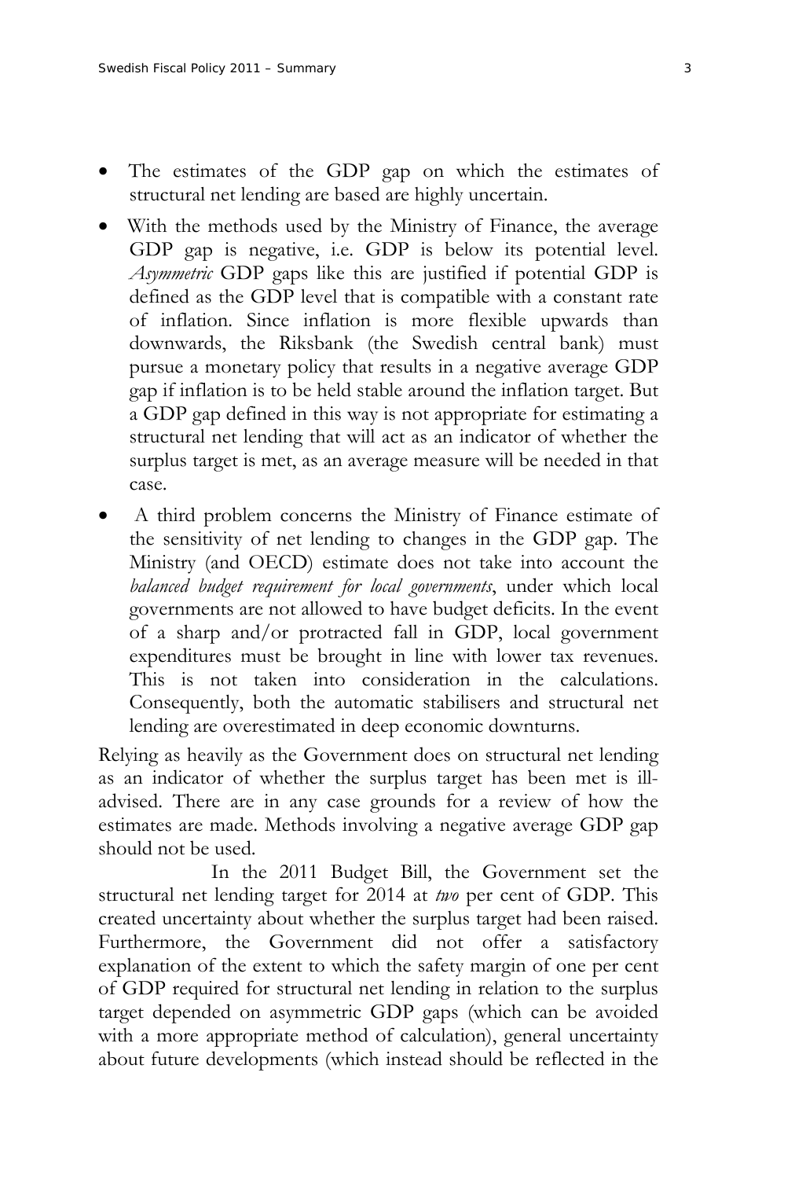- The estimates of the GDP gap on which the estimates of structural net lending are based are highly uncertain.
- With the methods used by the Ministry of Finance, the average GDP gap is negative, i.e. GDP is below its potential level. *Asymmetric* GDP gaps like this are justified if potential GDP is defined as the GDP level that is compatible with a constant rate of inflation. Since inflation is more flexible upwards than downwards, the Riksbank (the Swedish central bank) must pursue a monetary policy that results in a negative average GDP gap if inflation is to be held stable around the inflation target. But a GDP gap defined in this way is not appropriate for estimating a structural net lending that will act as an indicator of whether the surplus target is met, as an average measure will be needed in that case.
- A third problem concerns the Ministry of Finance estimate of the sensitivity of net lending to changes in the GDP gap. The Ministry (and OECD) estimate does not take into account the *balanced budget requirement for local governments*, under which local governments are not allowed to have budget deficits. In the event of a sharp and/or protracted fall in GDP, local government expenditures must be brought in line with lower tax revenues. This is not taken into consideration in the calculations. Consequently, both the automatic stabilisers and structural net lending are overestimated in deep economic downturns.

Relying as heavily as the Government does on structural net lending as an indicator of whether the surplus target has been met is ill-advised. There are in any case grounds for a review of how the estimates are made. Methods involving a negative average GDP gap should not be used.

In the 2011 Budget Bill, the Government set the structural net lending target for 2014 at *two* per cent of GDP. This created uncertainty about whether the surplus target had been raised. Furthermore, the Government did not offer a satisfactory explanation of the extent to which the safety margin of one per cent of GDP required for structural net lending in relation to the surplus target depended on asymmetric GDP gaps (which can be avoided with a more appropriate method of calculation), general uncertainty about future developments (which instead should be reflected in the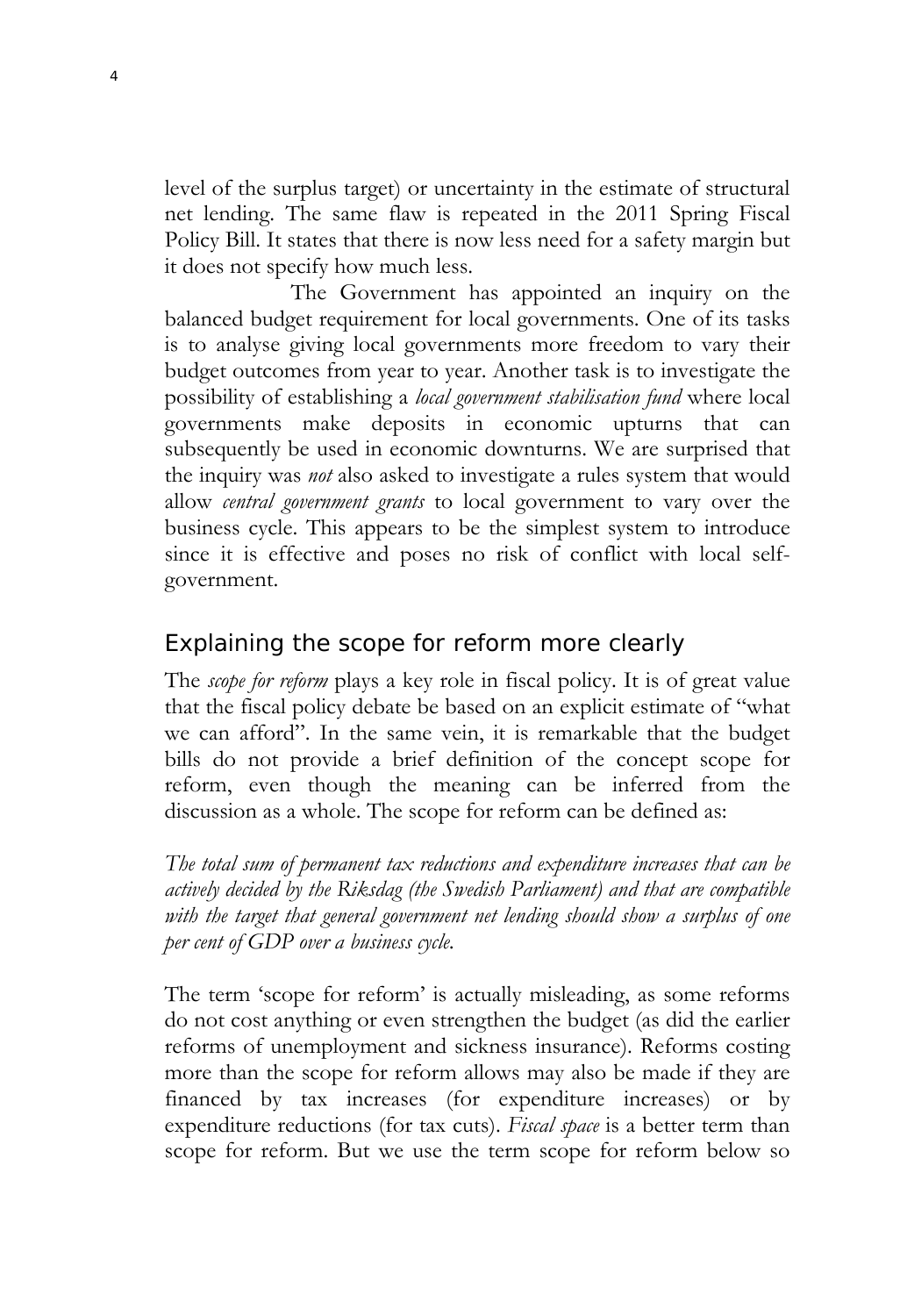level of the surplus target) or uncertainty in the estimate of structural net lending. The same flaw is repeated in the 2011 Spring Fiscal Policy Bill. It states that there is now less need for a safety margin but it does not specify how much less.

The Government has appointed an inquiry on the balanced budget requirement for local governments. One of its tasks is to analyse giving local governments more freedom to vary their budget outcomes from year to year. Another task is to investigate the possibility of establishing a *local government stabilisation fund* where local governments make deposits in economic upturns that can subsequently be used in economic downturns. We are surprised that the inquiry was *not* also asked to investigate a rules system that would allow *central government grants* to local government to vary over the business cycle. This appears to be the simplest system to introduce since it is effective and poses no risk of conflict with local self-government.

## Explaining the scope for reform more clearly

The *scope for reform* plays a key role in fiscal policy. It is of great value that the fiscal policy debate be based on an explicit estimate of "what we can afford". In the same vein, it is remarkable that the budget bills do not provide a brief definition of the concept scope for reform, even though the meaning can be inferred from the discussion as a whole. The scope for reform can be defined as:

*The total sum of permanent tax reductions and expenditure increases that can be actively decided by the Riksdag (the Swedish Parliament) and that are compatible with the target that general government net lending should show a surplus of one per cent of GDP over a business cycle.*

The term 'scope for reform' is actually misleading, as some reforms do not cost anything or even strengthen the budget (as did the earlier reforms of unemployment and sickness insurance). Reforms costing more than the scope for reform allows may also be made if they are financed by tax increases (for expenditure increases) or by expenditure reductions (for tax cuts). *Fiscal space* is a better term than scope for reform. But we use the term scope for reform below so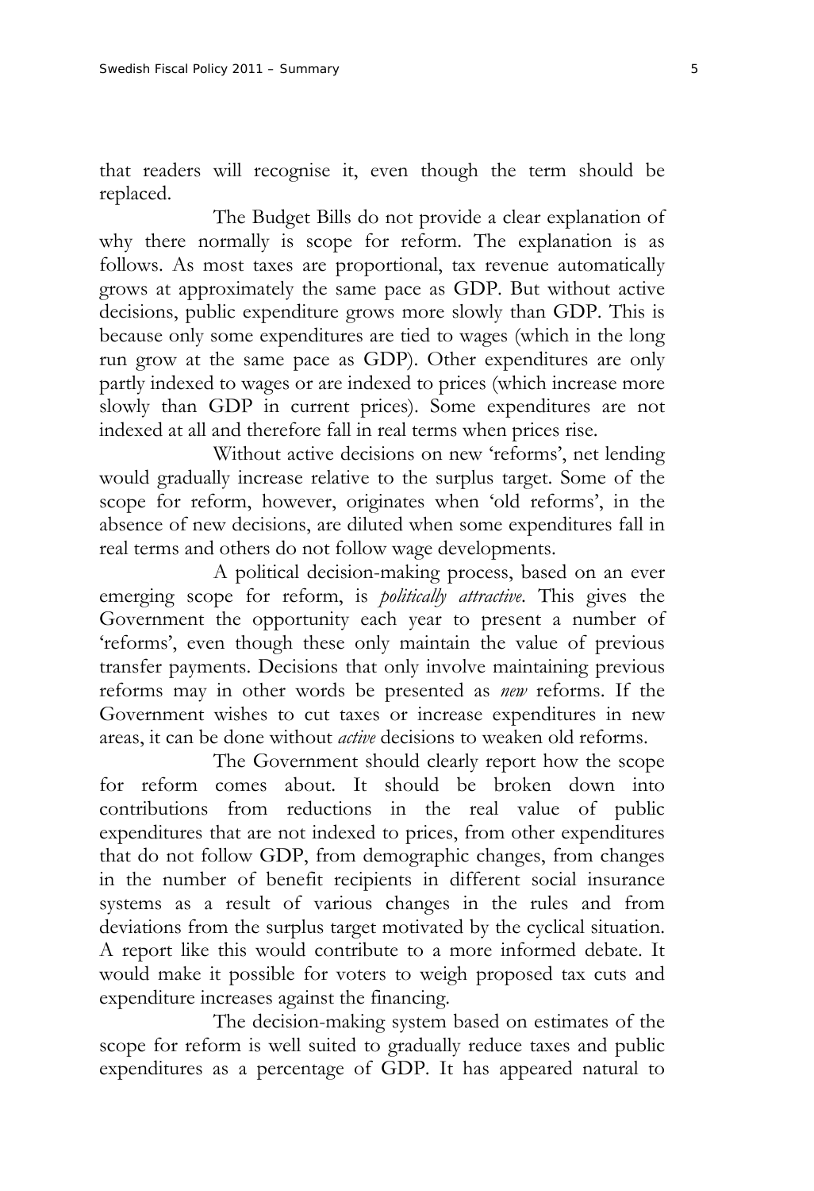that readers will recognise it, even though the term should be replaced.

The Budget Bills do not provide a clear explanation of why there normally is scope for reform. The explanation is as follows. As most taxes are proportional, tax revenue automatically grows at approximately the same pace as GDP. But without active decisions, public expenditure grows more slowly than GDP. This is because only some expenditures are tied to wages (which in the long run grow at the same pace as GDP). Other expenditures are only partly indexed to wages or are indexed to prices (which increase more slowly than GDP in current prices). Some expenditures are not indexed at all and therefore fall in real terms when prices rise.

Without active decisions on new 'reforms', net lending would gradually increase relative to the surplus target. Some of the scope for reform, however, originates when 'old reforms', in the absence of new decisions, are diluted when some expenditures fall in real terms and others do not follow wage developments.

A political decision-making process, based on an ever emerging scope for reform, is *politically attractive*. This gives the Government the opportunity each year to present a number of 'reforms', even though these only maintain the value of previous transfer payments. Decisions that only involve maintaining previous reforms may in other words be presented as *new* reforms. If the Government wishes to cut taxes or increase expenditures in new areas, it can be done without *active* decisions to weaken old reforms.

The Government should clearly report how the scope for reform comes about. It should be broken down into contributions from reductions in the real value of public expenditures that are not indexed to prices, from other expenditures that do not follow GDP, from demographic changes, from changes in the number of benefit recipients in different social insurance systems as a result of various changes in the rules and from deviations from the surplus target motivated by the cyclical situation. A report like this would contribute to a more informed debate. It would make it possible for voters to weigh proposed tax cuts and expenditure increases against the financing.

The decision-making system based on estimates of the scope for reform is well suited to gradually reduce taxes and public expenditures as a percentage of GDP. It has appeared natural to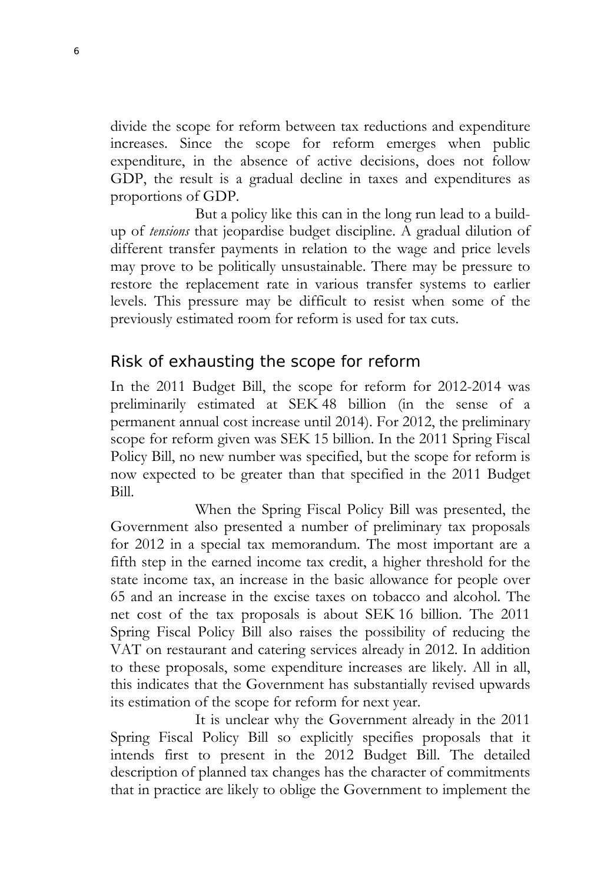divide the scope for reform between tax reductions and expenditure increases. Since the scope for reform emerges when public expenditure, in the absence of active decisions, does not follow GDP, the result is a gradual decline in taxes and expenditures as proportions of GDP.

But a policy like this can in the long run lead to a build-up of *tensions* that jeopardise budget discipline. A gradual dilution of different transfer payments in relation to the wage and price levels may prove to be politically unsustainable. There may be pressure to restore the replacement rate in various transfer systems to earlier levels. This pressure may be difficult to resist when some of the previously estimated room for reform is used for tax cuts.

## Risk of exhausting the scope for reform

In the 2011 Budget Bill, the scope for reform for 2012-2014 was preliminarily estimated at SEK 48 billion (in the sense of a permanent annual cost increase until 2014). For 2012, the preliminary scope for reform given was SEK 15 billion. In the 2011 Spring Fiscal Policy Bill, no new number was specified, but the scope for reform is now expected to be greater than that specified in the 2011 Budget Bill.

When the Spring Fiscal Policy Bill was presented, the Government also presented a number of preliminary tax proposals for 2012 in a special tax memorandum. The most important are a fifth step in the earned income tax credit, a higher threshold for the state income tax, an increase in the basic allowance for people over 65 and an increase in the excise taxes on tobacco and alcohol. The net cost of the tax proposals is about SEK 16 billion. The 2011 Spring Fiscal Policy Bill also raises the possibility of reducing the VAT on restaurant and catering services already in 2012. In addition to these proposals, some expenditure increases are likely. All in all, this indicates that the Government has substantially revised upwards its estimation of the scope for reform for next year.

It is unclear why the Government already in the 2011 Spring Fiscal Policy Bill so explicitly specifies proposals that it intends first to present in the 2012 Budget Bill. The detailed description of planned tax changes has the character of commitments that in practice are likely to oblige the Government to implement the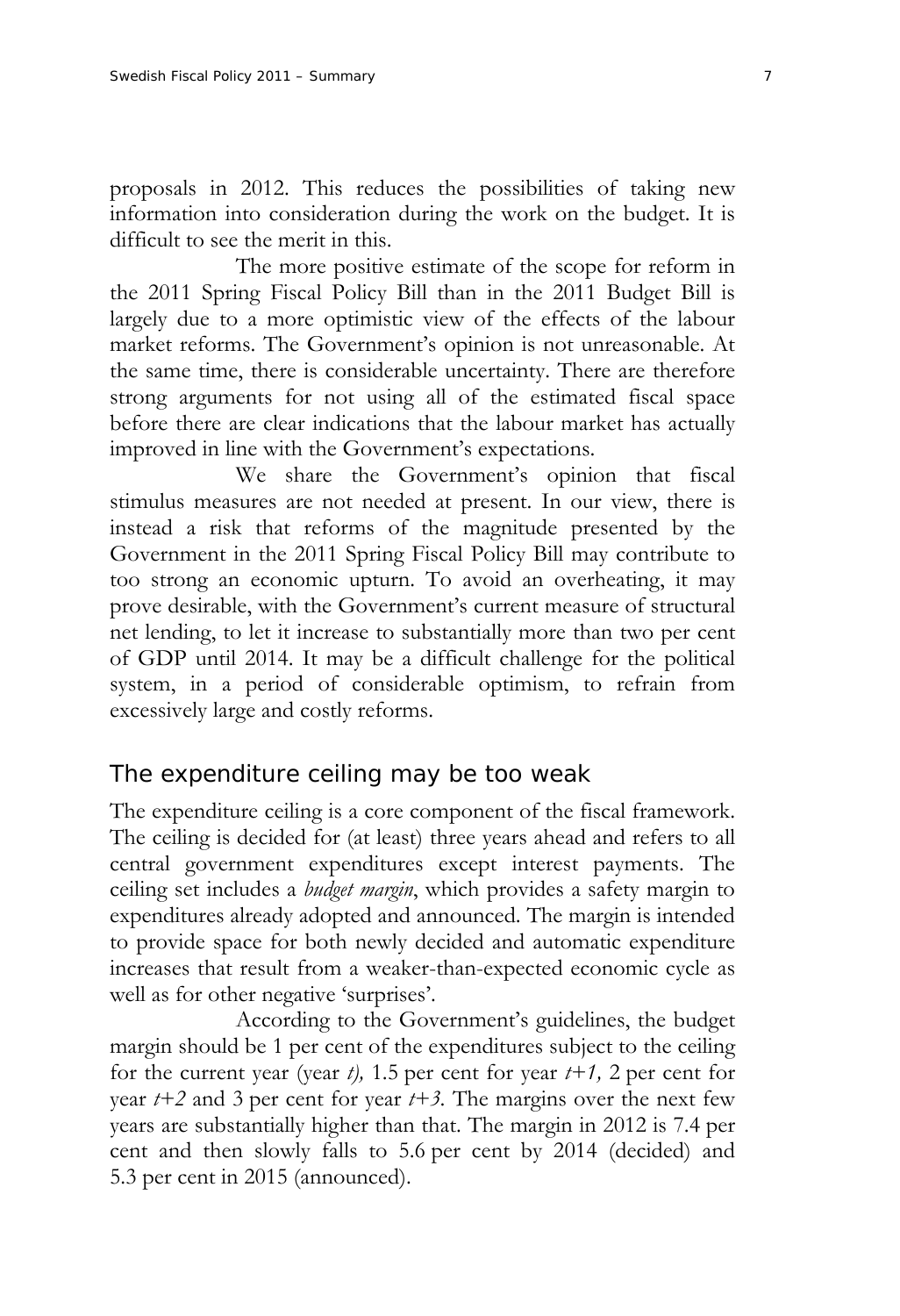proposals in 2012. This reduces the possibilities of taking new information into consideration during the work on the budget. It is difficult to see the merit in this.

The more positive estimate of the scope for reform in the 2011 Spring Fiscal Policy Bill than in the 2011 Budget Bill is largely due to a more optimistic view of the effects of the labour market reforms. The Government's opinion is not unreasonable. At the same time, there is considerable uncertainty. There are therefore strong arguments for not using all of the estimated fiscal space before there are clear indications that the labour market has actually improved in line with the Government's expectations.

We share the Government's opinion that fiscal stimulus measures are not needed at present. In our view, there is instead a risk that reforms of the magnitude presented by the Government in the 2011 Spring Fiscal Policy Bill may contribute to too strong an economic upturn. To avoid an overheating, it may prove desirable, with the Government's current measure of structural net lending, to let it increase to substantially more than two per cent of GDP until 2014. It may be a difficult challenge for the political system, in a period of considerable optimism, to refrain from excessively large and costly reforms.

## The expenditure ceiling may be too weak

The expenditure ceiling is a core component of the fiscal framework. The ceiling is decided for (at least) three years ahead and refers to all central government expenditures except interest payments. The ceiling set includes a *budget margin*, which provides a safety margin to expenditures already adopted and announced. The margin is intended to provide space for both newly decided and automatic expenditure increases that result from a weaker-than-expected economic cycle as well as for other negative 'surprises'.

According to the Government's guidelines, the budget margin should be 1 per cent of the expenditures subject to the ceiling for the current year (year $t$), 1.5 per cent for year $t+1$, 2 per cent for year $t+2$ and 3 per cent for year $t+3$. The margins over the next few years are substantially higher than that. The margin in 2012 is 7.4 per cent and then slowly falls to 5.6 per cent by 2014 (decided) and 5.3 per cent in 2015 (announced).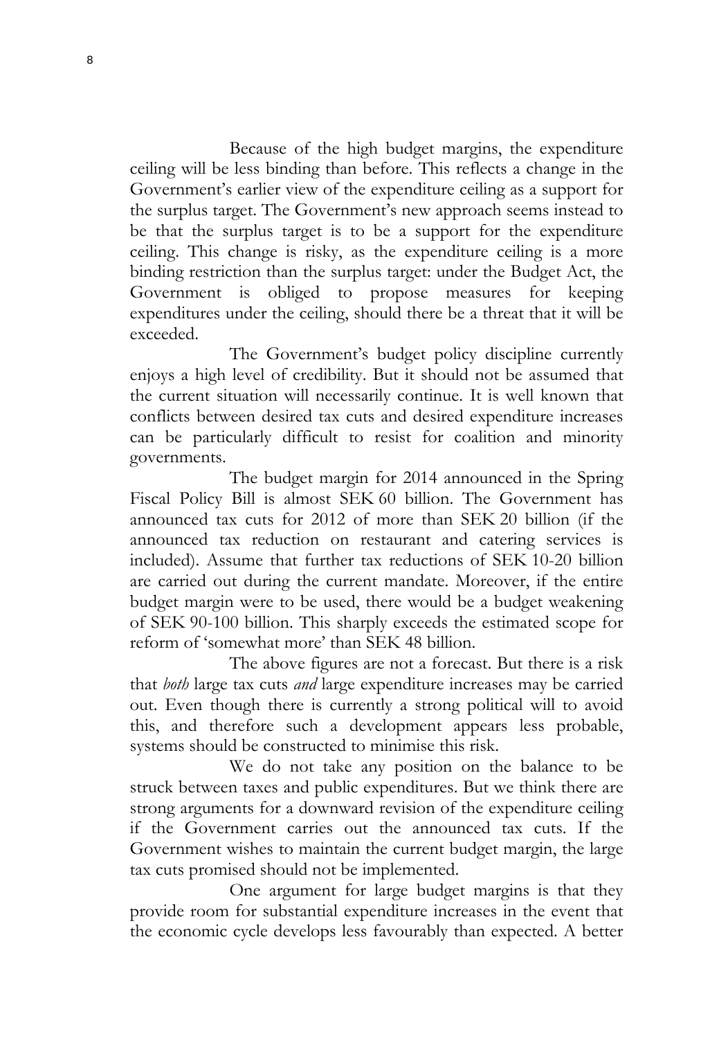Because of the high budget margins, the expenditure ceiling will be less binding than before. This reflects a change in the Government's earlier view of the expenditure ceiling as a support for the surplus target. The Government's new approach seems instead to be that the surplus target is to be a support for the expenditure ceiling. This change is risky, as the expenditure ceiling is a more binding restriction than the surplus target: under the Budget Act, the Government is obliged to propose measures for keeping expenditures under the ceiling, should there be a threat that it will be exceeded.

The Government's budget policy discipline currently enjoys a high level of credibility. But it should not be assumed that the current situation will necessarily continue. It is well known that conflicts between desired tax cuts and desired expenditure increases can be particularly difficult to resist for coalition and minority governments.

The budget margin for 2014 announced in the Spring Fiscal Policy Bill is almost SEK 60 billion. The Government has announced tax cuts for 2012 of more than SEK 20 billion (if the announced tax reduction on restaurant and catering services is included). Assume that further tax reductions of SEK 10-20 billion are carried out during the current mandate. Moreover, if the entire budget margin were to be used, there would be a budget weakening of SEK 90-100 billion. This sharply exceeds the estimated scope for reform of 'somewhat more' than SEK 48 billion.

The above figures are not a forecast. But there is a risk that *both* large tax cuts *and* large expenditure increases may be carried out. Even though there is currently a strong political will to avoid this, and therefore such a development appears less probable, systems should be constructed to minimise this risk.

We do not take any position on the balance to be struck between taxes and public expenditures. But we think there are strong arguments for a downward revision of the expenditure ceiling if the Government carries out the announced tax cuts. If the Government wishes to maintain the current budget margin, the large tax cuts promised should not be implemented.

One argument for large budget margins is that they provide room for substantial expenditure increases in the event that the economic cycle develops less favourably than expected. A better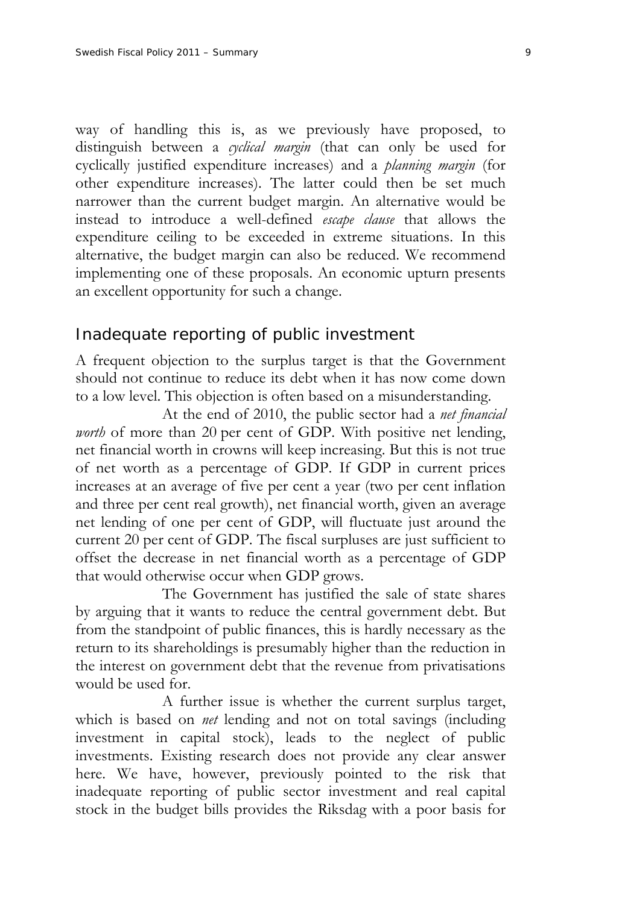way of handling this is, as we previously have proposed, to distinguish between a *cyclical margin* (that can only be used for cyclically justified expenditure increases) and a *planning margin* (for other expenditure increases). The latter could then be set much narrower than the current budget margin. An alternative would be instead to introduce a well-defined *escape clause* that allows the expenditure ceiling to be exceeded in extreme situations. In this alternative, the budget margin can also be reduced. We recommend implementing one of these proposals. An economic upturn presents an excellent opportunity for such a change.

## Inadequate reporting of public investment

A frequent objection to the surplus target is that the Government should not continue to reduce its debt when it has now come down to a low level. This objection is often based on a misunderstanding.

At the end of 2010, the public sector had a *net financial worth* of more than 20 per cent of GDP. With positive net lending, net financial worth in crowns will keep increasing. But this is not true of net worth as a percentage of GDP. If GDP in current prices increases at an average of five per cent a year (two per cent inflation and three per cent real growth), net financial worth, given an average net lending of one per cent of GDP, will fluctuate just around the current 20 per cent of GDP. The fiscal surpluses are just sufficient to offset the decrease in net financial worth as a percentage of GDP that would otherwise occur when GDP grows.

The Government has justified the sale of state shares by arguing that it wants to reduce the central government debt. But from the standpoint of public finances, this is hardly necessary as the return to its shareholdings is presumably higher than the reduction in the interest on government debt that the revenue from privatisations would be used for.

A further issue is whether the current surplus target, which is based on *net* lending and not on total savings (including investment in capital stock), leads to the neglect of public investments. Existing research does not provide any clear answer here. We have, however, previously pointed to the risk that inadequate reporting of public sector investment and real capital stock in the budget bills provides the Riksdag with a poor basis for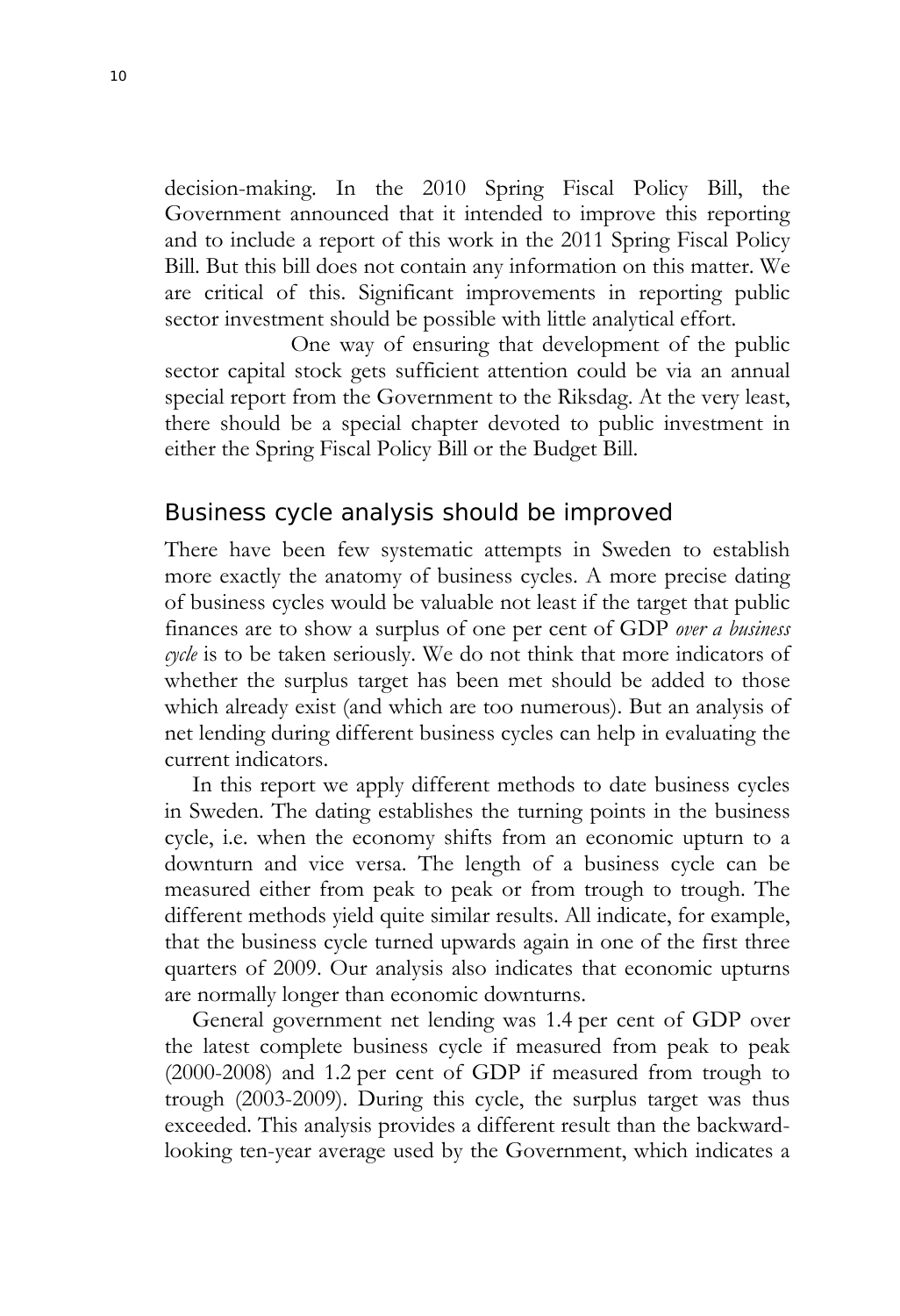decision-making. In the 2010 Spring Fiscal Policy Bill, the Government announced that it intended to improve this reporting and to include a report of this work in the 2011 Spring Fiscal Policy Bill. But this bill does not contain any information on this matter. We are critical of this. Significant improvements in reporting public sector investment should be possible with little analytical effort.

One way of ensuring that development of the public sector capital stock gets sufficient attention could be via an annual special report from the Government to the Riksdag. At the very least, there should be a special chapter devoted to public investment in either the Spring Fiscal Policy Bill or the Budget Bill.

## Business cycle analysis should be improved

There have been few systematic attempts in Sweden to establish more exactly the anatomy of business cycles. A more precise dating of business cycles would be valuable not least if the target that public finances are to show a surplus of one per cent of GDP *over a business cycle* is to be taken seriously. We do not think that more indicators of whether the surplus target has been met should be added to those which already exist (and which are too numerous). But an analysis of net lending during different business cycles can help in evaluating the current indicators.

In this report we apply different methods to date business cycles in Sweden. The dating establishes the turning points in the business cycle, i.e. when the economy shifts from an economic upturn to a downturn and vice versa. The length of a business cycle can be measured either from peak to peak or from trough to trough. The different methods yield quite similar results. All indicate, for example, that the business cycle turned upwards again in one of the first three quarters of 2009. Our analysis also indicates that economic upturns are normally longer than economic downturns.

General government net lending was 1.4 per cent of GDP over the latest complete business cycle if measured from peak to peak (2000-2008) and 1.2 per cent of GDP if measured from trough to trough (2003-2009). During this cycle, the surplus target was thus exceeded. This analysis provides a different result than the backward-looking ten-year average used by the Government, which indicates a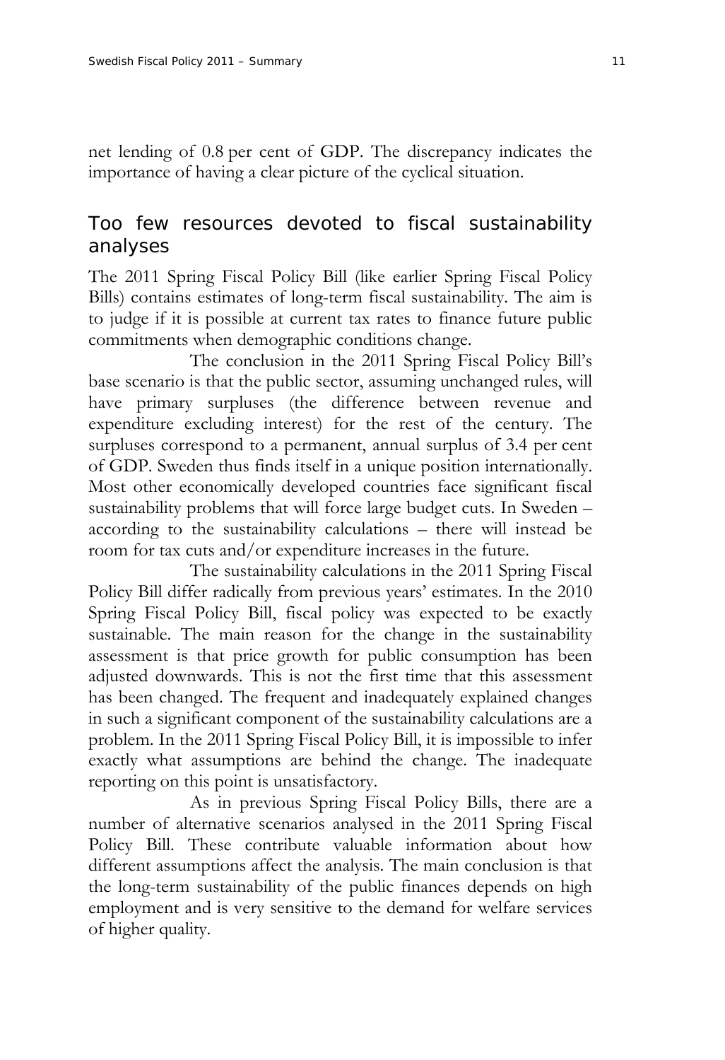net lending of 0.8 per cent of GDP. The discrepancy indicates the importance of having a clear picture of the cyclical situation.

## Too few resources devoted to fiscal sustainability analyses

The 2011 Spring Fiscal Policy Bill (like earlier Spring Fiscal Policy Bills) contains estimates of long-term fiscal sustainability. The aim is to judge if it is possible at current tax rates to finance future public commitments when demographic conditions change.

The conclusion in the 2011 Spring Fiscal Policy Bill's base scenario is that the public sector, assuming unchanged rules, will have primary surpluses (the difference between revenue and expenditure excluding interest) for the rest of the century. The surpluses correspond to a permanent, annual surplus of 3.4 per cent of GDP. Sweden thus finds itself in a unique position internationally. Most other economically developed countries face significant fiscal sustainability problems that will force large budget cuts. In Sweden – according to the sustainability calculations – there will instead be room for tax cuts and/or expenditure increases in the future.

The sustainability calculations in the 2011 Spring Fiscal Policy Bill differ radically from previous years' estimates. In the 2010 Spring Fiscal Policy Bill, fiscal policy was expected to be exactly sustainable. The main reason for the change in the sustainability assessment is that price growth for public consumption has been adjusted downwards. This is not the first time that this assessment has been changed. The frequent and inadequately explained changes in such a significant component of the sustainability calculations are a problem. In the 2011 Spring Fiscal Policy Bill, it is impossible to infer exactly what assumptions are behind the change. The inadequate reporting on this point is unsatisfactory.

As in previous Spring Fiscal Policy Bills, there are a number of alternative scenarios analysed in the 2011 Spring Fiscal Policy Bill. These contribute valuable information about how different assumptions affect the analysis. The main conclusion is that the long-term sustainability of the public finances depends on high employment and is very sensitive to the demand for welfare services of higher quality.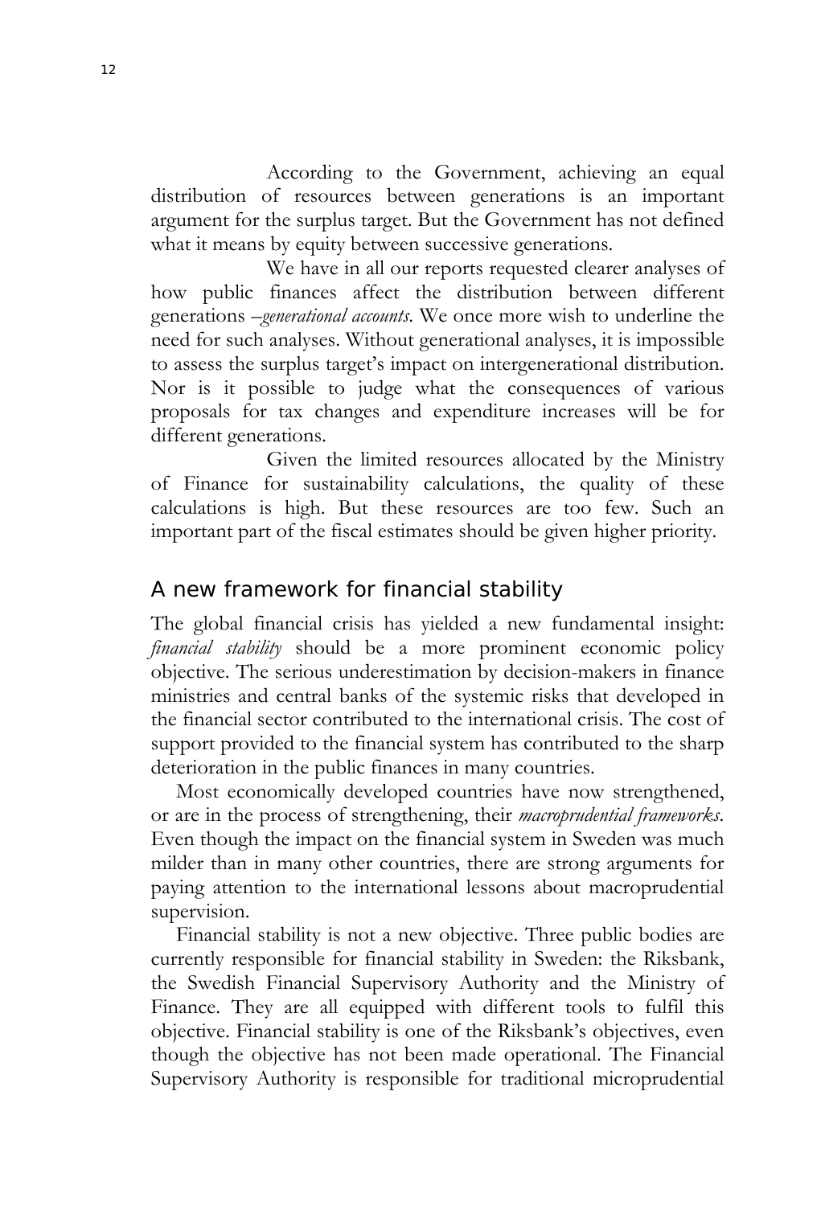According to the Government, achieving an equal distribution of resources between generations is an important argument for the surplus target. But the Government has not defined what it means by equity between successive generations.

We have in all our reports requested clearer analyses of how public finances affect the distribution between different generations –*generational accounts*. We once more wish to underline the need for such analyses. Without generational analyses, it is impossible to assess the surplus target's impact on intergenerational distribution. Nor is it possible to judge what the consequences of various proposals for tax changes and expenditure increases will be for different generations.

Given the limited resources allocated by the Ministry of Finance for sustainability calculations, the quality of these calculations is high. But these resources are too few. Such an important part of the fiscal estimates should be given higher priority.

## A new framework for financial stability

The global financial crisis has yielded a new fundamental insight: *financial stability* should be a more prominent economic policy objective. The serious underestimation by decision-makers in finance ministries and central banks of the systemic risks that developed in the financial sector contributed to the international crisis. The cost of support provided to the financial system has contributed to the sharp deterioration in the public finances in many countries.

Most economically developed countries have now strengthened, or are in the process of strengthening, their *macroprudential frameworks*. Even though the impact on the financial system in Sweden was much milder than in many other countries, there are strong arguments for paying attention to the international lessons about macroprudential supervision.

Financial stability is not a new objective. Three public bodies are currently responsible for financial stability in Sweden: the Riksbank, the Swedish Financial Supervisory Authority and the Ministry of Finance. They are all equipped with different tools to fulfil this objective. Financial stability is one of the Riksbank's objectives, even though the objective has not been made operational. The Financial Supervisory Authority is responsible for traditional microprudential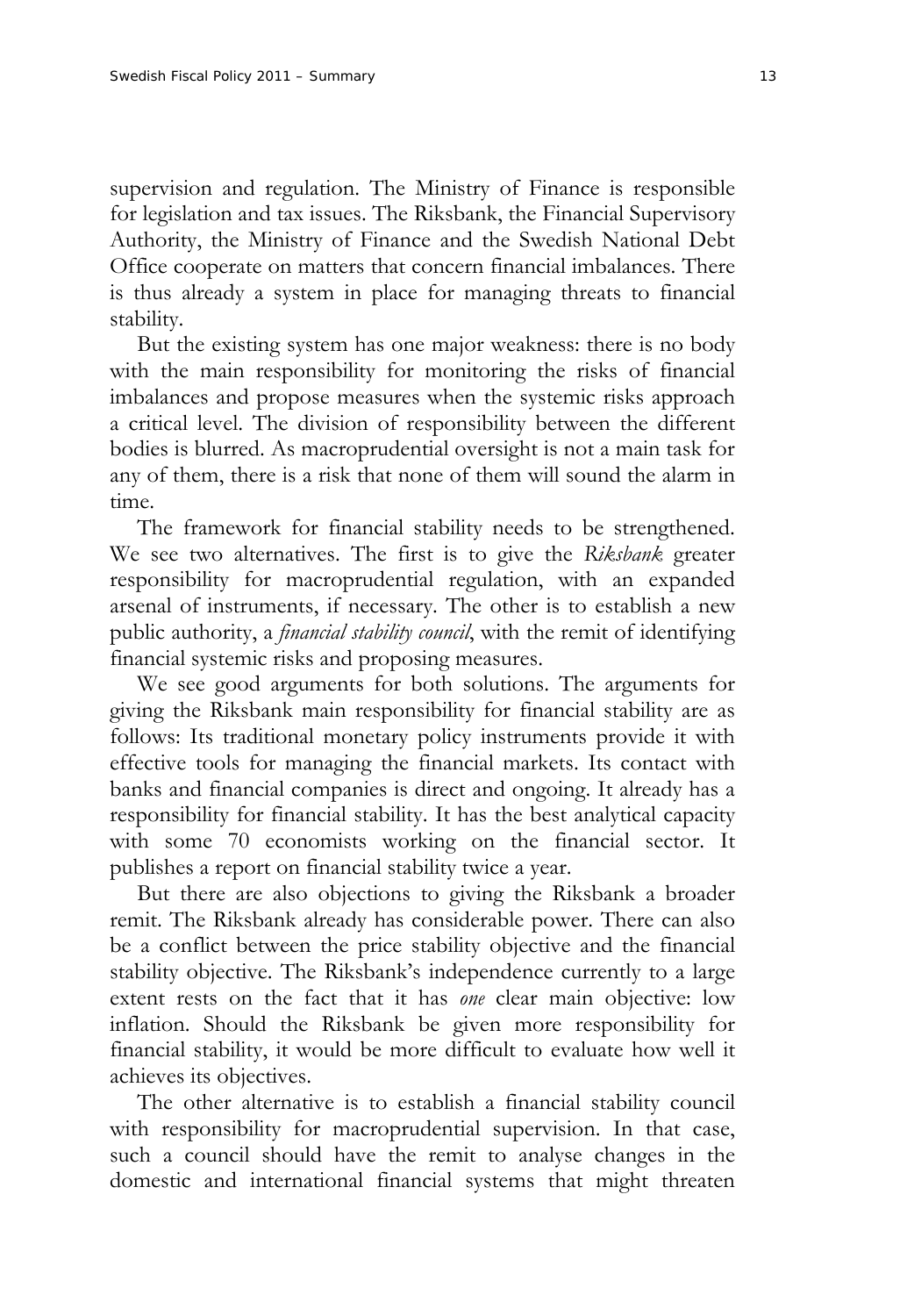supervision and regulation. The Ministry of Finance is responsible for legislation and tax issues. The Riksbank, the Financial Supervisory Authority, the Ministry of Finance and the Swedish National Debt Office cooperate on matters that concern financial imbalances. There is thus already a system in place for managing threats to financial stability.

But the existing system has one major weakness: there is no body with the main responsibility for monitoring the risks of financial imbalances and propose measures when the systemic risks approach a critical level. The division of responsibility between the different bodies is blurred. As macroprudential oversight is not a main task for any of them, there is a risk that none of them will sound the alarm in time.

The framework for financial stability needs to be strengthened. We see two alternatives. The first is to give the *Riksbank* greater responsibility for macroprudential regulation, with an expanded arsenal of instruments, if necessary. The other is to establish a new public authority, a *financial stability council*, with the remit of identifying financial systemic risks and proposing measures.

We see good arguments for both solutions. The arguments for giving the Riksbank main responsibility for financial stability are as follows: Its traditional monetary policy instruments provide it with effective tools for managing the financial markets. Its contact with banks and financial companies is direct and ongoing. It already has a responsibility for financial stability. It has the best analytical capacity with some 70 economists working on the financial sector. It publishes a report on financial stability twice a year.

But there are also objections to giving the Riksbank a broader remit. The Riksbank already has considerable power. There can also be a conflict between the price stability objective and the financial stability objective. The Riksbank's independence currently to a large extent rests on the fact that it has *one* clear main objective: low inflation. Should the Riksbank be given more responsibility for financial stability, it would be more difficult to evaluate how well it achieves its objectives.

The other alternative is to establish a financial stability council with responsibility for macroprudential supervision. In that case, such a council should have the remit to analyse changes in the domestic and international financial systems that might threaten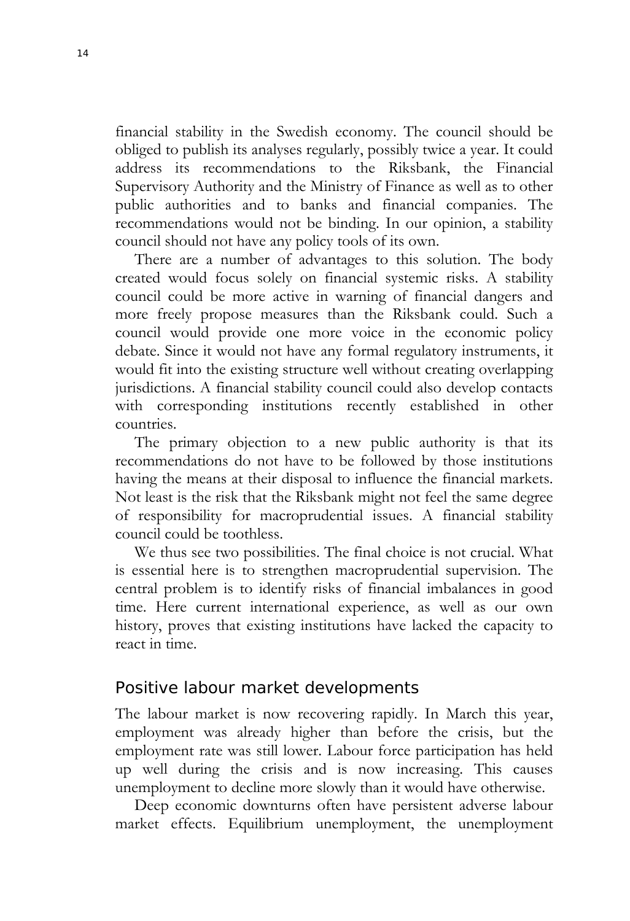financial stability in the Swedish economy. The council should be obliged to publish its analyses regularly, possibly twice a year. It could address its recommendations to the Riksbank, the Financial Supervisory Authority and the Ministry of Finance as well as to other public authorities and to banks and financial companies. The recommendations would not be binding. In our opinion, a stability council should not have any policy tools of its own.

There are a number of advantages to this solution. The body created would focus solely on financial systemic risks. A stability council could be more active in warning of financial dangers and more freely propose measures than the Riksbank could. Such a council would provide one more voice in the economic policy debate. Since it would not have any formal regulatory instruments, it would fit into the existing structure well without creating overlapping jurisdictions. A financial stability council could also develop contacts with corresponding institutions recently established in other countries.

The primary objection to a new public authority is that its recommendations do not have to be followed by those institutions having the means at their disposal to influence the financial markets. Not least is the risk that the Riksbank might not feel the same degree of responsibility for macroprudential issues. A financial stability council could be toothless.

We thus see two possibilities. The final choice is not crucial. What is essential here is to strengthen macroprudential supervision. The central problem is to identify risks of financial imbalances in good time. Here current international experience, as well as our own history, proves that existing institutions have lacked the capacity to react in time.

## Positive labour market developments

The labour market is now recovering rapidly. In March this year, employment was already higher than before the crisis, but the employment rate was still lower. Labour force participation has held up well during the crisis and is now increasing. This causes unemployment to decline more slowly than it would have otherwise.

Deep economic downturns often have persistent adverse labour market effects. Equilibrium unemployment, the unemployment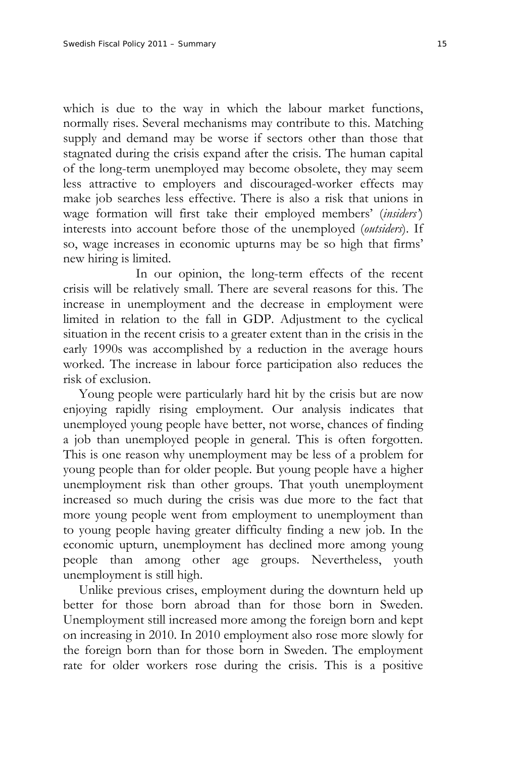which is due to the way in which the labour market functions, normally rises. Several mechanisms may contribute to this. Matching supply and demand may be worse if sectors other than those that stagnated during the crisis expand after the crisis. The human capital of the long-term unemployed may become obsolete, they may seem less attractive to employers and discouraged-worker effects may make job searches less effective. There is also a risk that unions in wage formation will first take their employed members' (*insiders'*) interests into account before those of the unemployed (*outsiders*). If so, wage increases in economic upturns may be so high that firms' new hiring is limited.

In our opinion, the long-term effects of the recent crisis will be relatively small. There are several reasons for this. The increase in unemployment and the decrease in employment were limited in relation to the fall in GDP. Adjustment to the cyclical situation in the recent crisis to a greater extent than in the crisis in the early 1990s was accomplished by a reduction in the average hours worked. The increase in labour force participation also reduces the risk of exclusion.

Young people were particularly hard hit by the crisis but are now enjoying rapidly rising employment. Our analysis indicates that unemployed young people have better, not worse, chances of finding a job than unemployed people in general. This is often forgotten. This is one reason why unemployment may be less of a problem for young people than for older people. But young people have a higher unemployment risk than other groups. That youth unemployment increased so much during the crisis was due more to the fact that more young people went from employment to unemployment than to young people having greater difficulty finding a new job. In the economic upturn, unemployment has declined more among young people than among other age groups. Nevertheless, youth unemployment is still high.

Unlike previous crises, employment during the downturn held up better for those born abroad than for those born in Sweden. Unemployment still increased more among the foreign born and kept on increasing in 2010. In 2010 employment also rose more slowly for the foreign born than for those born in Sweden. The employment rate for older workers rose during the crisis. This is a positive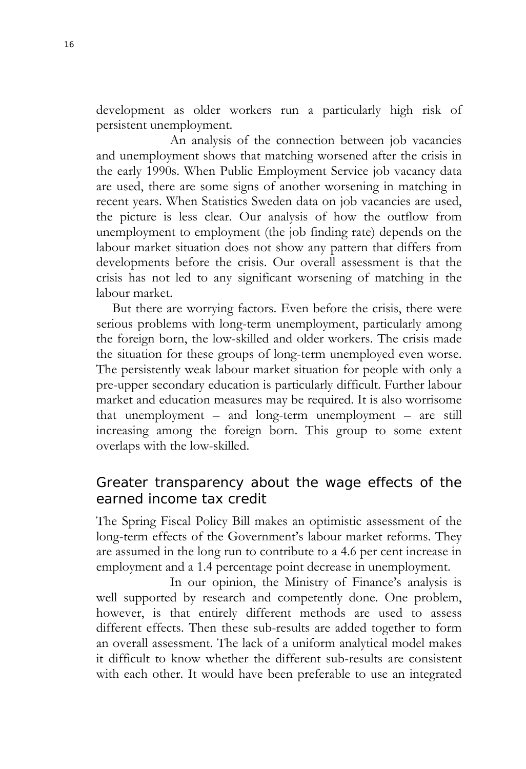development as older workers run a particularly high risk of persistent unemployment.

An analysis of the connection between job vacancies and unemployment shows that matching worsened after the crisis in the early 1990s. When Public Employment Service job vacancy data are used, there are some signs of another worsening in matching in recent years. When Statistics Sweden data on job vacancies are used, the picture is less clear. Our analysis of how the outflow from unemployment to employment (the job finding rate) depends on the labour market situation does not show any pattern that differs from developments before the crisis. Our overall assessment is that the crisis has not led to any significant worsening of matching in the labour market.

But there are worrying factors. Even before the crisis, there were serious problems with long-term unemployment, particularly among the foreign born, the low-skilled and older workers. The crisis made the situation for these groups of long-term unemployed even worse. The persistently weak labour market situation for people with only a pre-upper secondary education is particularly difficult. Further labour market and education measures may be required. It is also worrisome that unemployment – and long-term unemployment – are still increasing among the foreign born. This group to some extent overlaps with the low-skilled.

## Greater transparency about the wage effects of the earned income tax credit

The Spring Fiscal Policy Bill makes an optimistic assessment of the long-term effects of the Government's labour market reforms. They are assumed in the long run to contribute to a 4.6 per cent increase in employment and a 1.4 percentage point decrease in unemployment.

In our opinion, the Ministry of Finance's analysis is well supported by research and competently done. One problem, however, is that entirely different methods are used to assess different effects. Then these sub-results are added together to form an overall assessment. The lack of a uniform analytical model makes it difficult to know whether the different sub-results are consistent with each other. It would have been preferable to use an integrated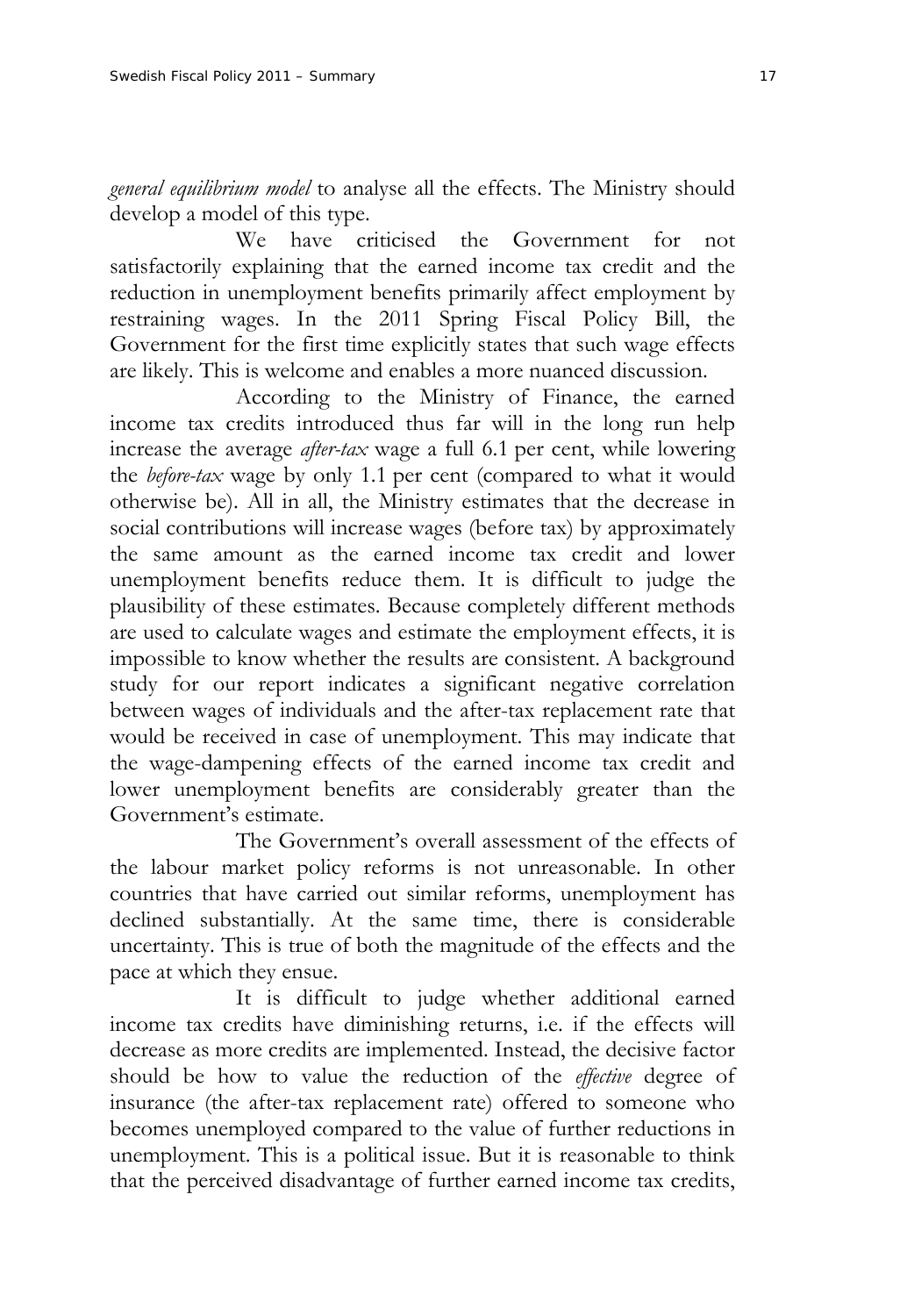*general equilibrium model* to analyse all the effects. The Ministry should develop a model of this type.

We have criticised the Government for not satisfactorily explaining that the earned income tax credit and the reduction in unemployment benefits primarily affect employment by restraining wages. In the 2011 Spring Fiscal Policy Bill, the Government for the first time explicitly states that such wage effects are likely. This is welcome and enables a more nuanced discussion.

According to the Ministry of Finance, the earned income tax credits introduced thus far will in the long run help increase the average *after-tax* wage a full 6.1 per cent, while lowering the *before-tax* wage by only 1.1 per cent (compared to what it would otherwise be). All in all, the Ministry estimates that the decrease in social contributions will increase wages (before tax) by approximately the same amount as the earned income tax credit and lower unemployment benefits reduce them. It is difficult to judge the plausibility of these estimates. Because completely different methods are used to calculate wages and estimate the employment effects, it is impossible to know whether the results are consistent. A background study for our report indicates a significant negative correlation between wages of individuals and the after-tax replacement rate that would be received in case of unemployment. This may indicate that the wage-dampening effects of the earned income tax credit and lower unemployment benefits are considerably greater than the Government's estimate.

The Government's overall assessment of the effects of the labour market policy reforms is not unreasonable. In other countries that have carried out similar reforms, unemployment has declined substantially. At the same time, there is considerable uncertainty. This is true of both the magnitude of the effects and the pace at which they ensue.

It is difficult to judge whether additional earned income tax credits have diminishing returns, i.e. if the effects will decrease as more credits are implemented. Instead, the decisive factor should be how to value the reduction of the *effective* degree of insurance (the after-tax replacement rate) offered to someone who becomes unemployed compared to the value of further reductions in unemployment. This is a political issue. But it is reasonable to think that the perceived disadvantage of further earned income tax credits,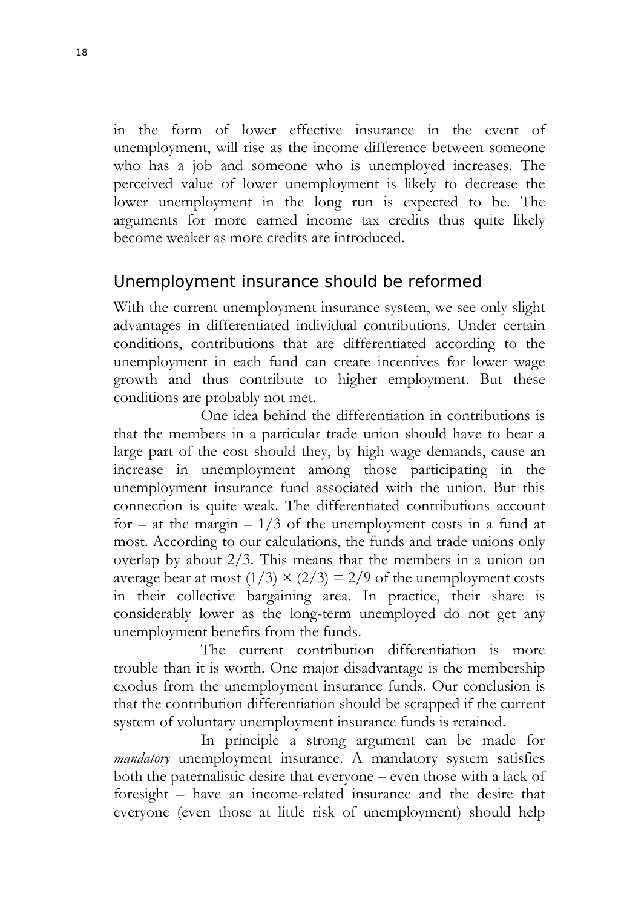in the form of lower effective insurance in the event of unemployment, will rise as the income difference between someone who has a job and someone who is unemployed increases. The perceived value of lower unemployment is likely to decrease the lower unemployment in the long run is expected to be. The arguments for more earned income tax credits thus quite likely become weaker as more credits are introduced.

## Unemployment insurance should be reformed

With the current unemployment insurance system, we see only slight advantages in differentiated individual contributions. Under certain conditions, contributions that are differentiated according to the unemployment in each fund can create incentives for lower wage growth and thus contribute to higher employment. But these conditions are probably not met.

One idea behind the differentiation in contributions is that the members in a particular trade union should have to bear a large part of the cost should they, by high wage demands, cause an increase in unemployment among those participating in the unemployment insurance fund associated with the union. But this connection is quite weak. The differentiated contributions account for – at the margin – 1/3 of the unemployment costs in a fund at most. According to our calculations, the funds and trade unions only overlap by about 2/3. This means that the members in a union on average bear at most $(1/3) \times (2/3) = 2/9$ of the unemployment costs in their collective bargaining area. In practice, their share is considerably lower as the long-term unemployed do not get any unemployment benefits from the funds.

The current contribution differentiation is more trouble than it is worth. One major disadvantage is the membership exodus from the unemployment insurance funds. Our conclusion is that the contribution differentiation should be scrapped if the current system of voluntary unemployment insurance funds is retained.

In principle a strong argument can be made for *mandatory* unemployment insurance. A mandatory system satisfies both the paternalistic desire that everyone – even those with a lack of foresight – have an income-related insurance and the desire that everyone (even those at little risk of unemployment) should help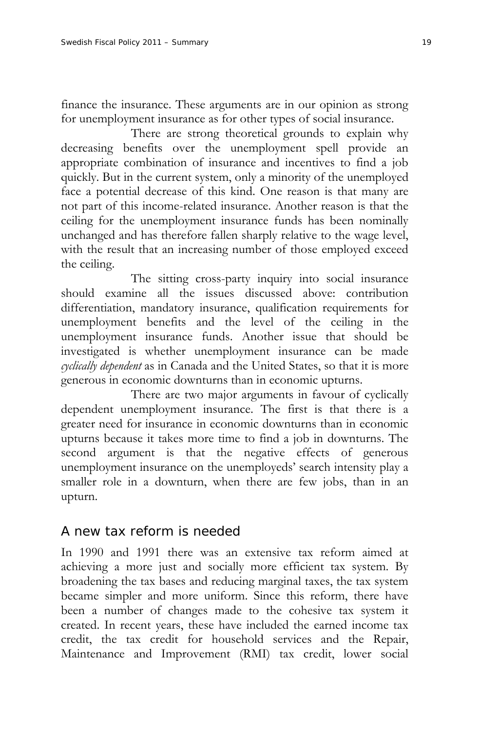finance the insurance. These arguments are in our opinion as strong for unemployment insurance as for other types of social insurance.

There are strong theoretical grounds to explain why decreasing benefits over the unemployment spell provide an appropriate combination of insurance and incentives to find a job quickly. But in the current system, only a minority of the unemployed face a potential decrease of this kind. One reason is that many are not part of this income-related insurance. Another reason is that the ceiling for the unemployment insurance funds has been nominally unchanged and has therefore fallen sharply relative to the wage level, with the result that an increasing number of those employed exceed the ceiling.

The sitting cross-party inquiry into social insurance should examine all the issues discussed above: contribution differentiation, mandatory insurance, qualification requirements for unemployment benefits and the level of the ceiling in the unemployment insurance funds. Another issue that should be investigated is whether unemployment insurance can be made *cyclically dependent* as in Canada and the United States, so that it is more generous in economic downturns than in economic upturns.

There are two major arguments in favour of cyclically dependent unemployment insurance. The first is that there is a greater need for insurance in economic downturns than in economic upturns because it takes more time to find a job in downturns. The second argument is that the negative effects of generous unemployment insurance on the unemployeds' search intensity play a smaller role in a downturn, when there are few jobs, than in an upturn.

## A new tax reform is needed

In 1990 and 1991 there was an extensive tax reform aimed at achieving a more just and socially more efficient tax system. By broadening the tax bases and reducing marginal taxes, the tax system became simpler and more uniform. Since this reform, there have been a number of changes made to the cohesive tax system it created. In recent years, these have included the earned income tax credit, the tax credit for household services and the Repair, Maintenance and Improvement (RMI) tax credit, lower social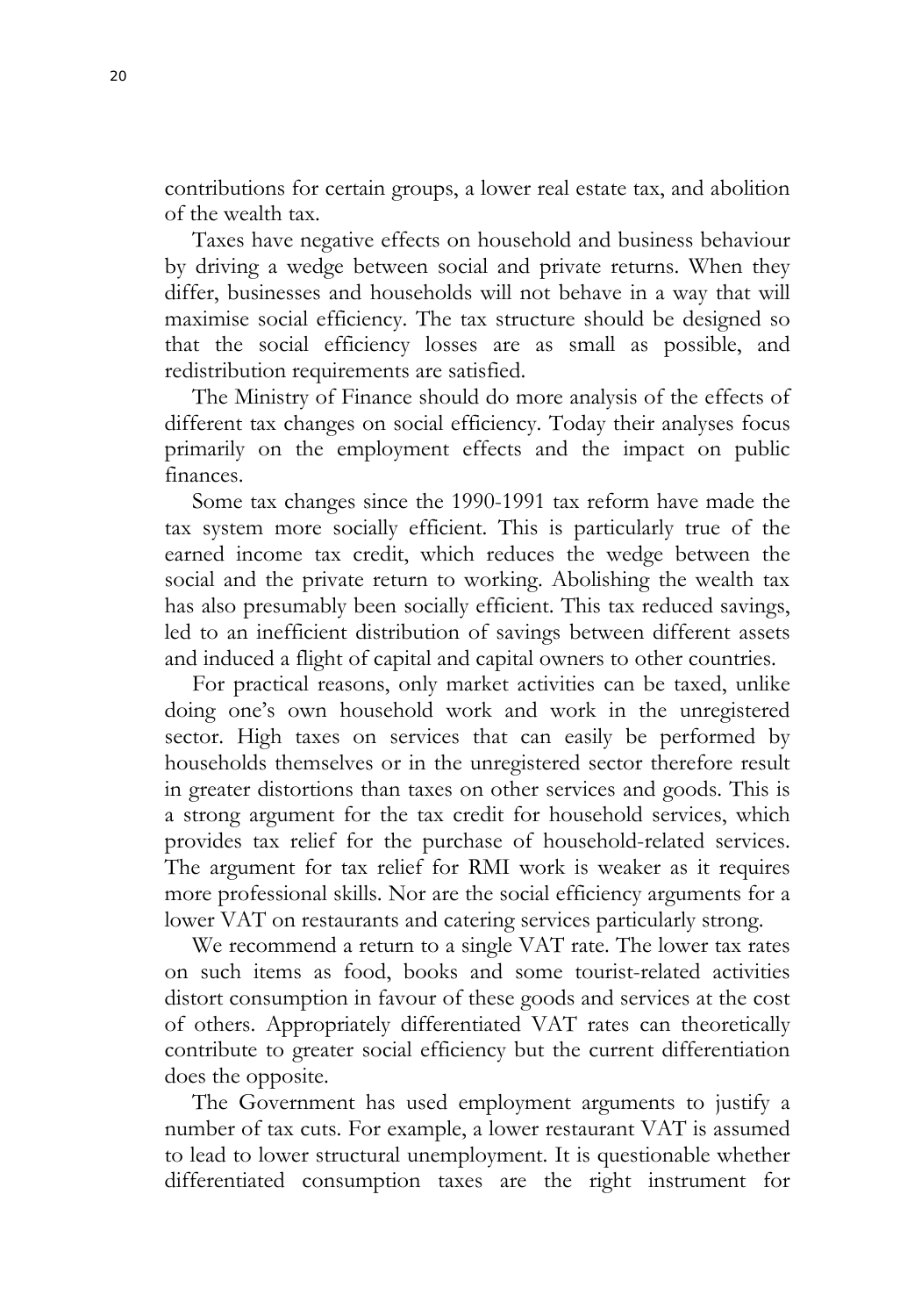contributions for certain groups, a lower real estate tax, and abolition of the wealth tax.

Taxes have negative effects on household and business behaviour by driving a wedge between social and private returns. When they differ, businesses and households will not behave in a way that will maximise social efficiency. The tax structure should be designed so that the social efficiency losses are as small as possible, and redistribution requirements are satisfied.

The Ministry of Finance should do more analysis of the effects of different tax changes on social efficiency. Today their analyses focus primarily on the employment effects and the impact on public finances.

Some tax changes since the 1990-1991 tax reform have made the tax system more socially efficient. This is particularly true of the earned income tax credit, which reduces the wedge between the social and the private return to working. Abolishing the wealth tax has also presumably been socially efficient. This tax reduced savings, led to an inefficient distribution of savings between different assets and induced a flight of capital and capital owners to other countries.

For practical reasons, only market activities can be taxed, unlike doing one's own household work and work in the unregistered sector. High taxes on services that can easily be performed by households themselves or in the unregistered sector therefore result in greater distortions than taxes on other services and goods. This is a strong argument for the tax credit for household services, which provides tax relief for the purchase of household-related services. The argument for tax relief for RMI work is weaker as it requires more professional skills. Nor are the social efficiency arguments for a lower VAT on restaurants and catering services particularly strong.

We recommend a return to a single VAT rate. The lower tax rates on such items as food, books and some tourist-related activities distort consumption in favour of these goods and services at the cost of others. Appropriately differentiated VAT rates can theoretically contribute to greater social efficiency but the current differentiation does the opposite.

The Government has used employment arguments to justify a number of tax cuts. For example, a lower restaurant VAT is assumed to lead to lower structural unemployment. It is questionable whether differentiated consumption taxes are the right instrument for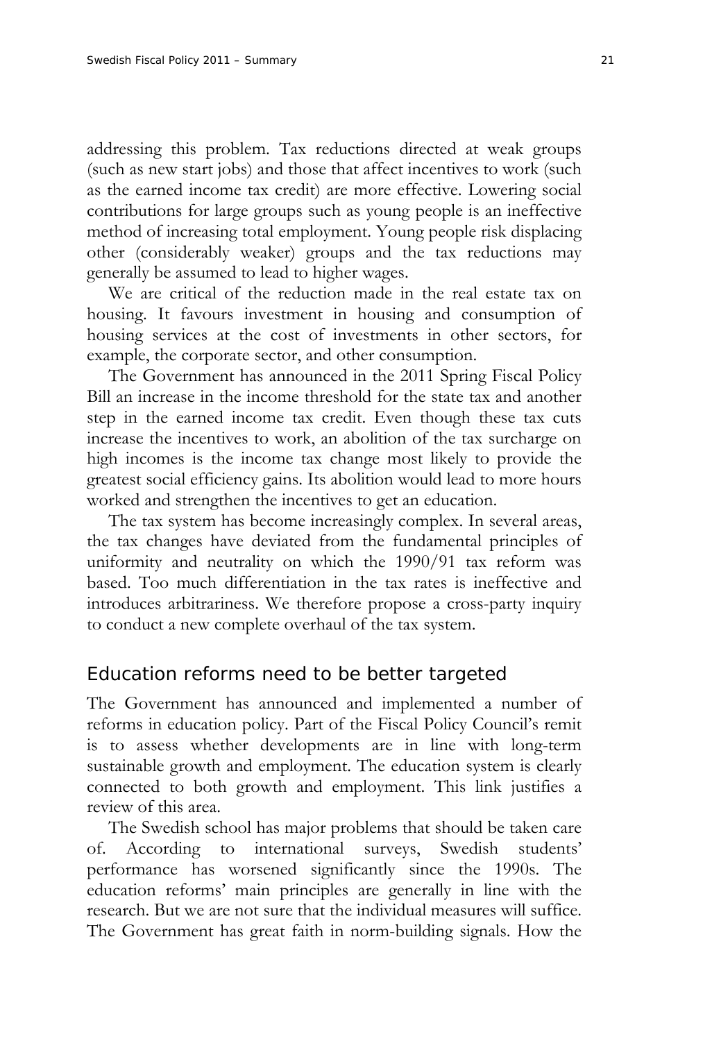addressing this problem. Tax reductions directed at weak groups (such as new start jobs) and those that affect incentives to work (such as the earned income tax credit) are more effective. Lowering social contributions for large groups such as young people is an ineffective method of increasing total employment. Young people risk displacing other (considerably weaker) groups and the tax reductions may generally be assumed to lead to higher wages.

We are critical of the reduction made in the real estate tax on housing. It favours investment in housing and consumption of housing services at the cost of investments in other sectors, for example, the corporate sector, and other consumption.

The Government has announced in the 2011 Spring Fiscal Policy Bill an increase in the income threshold for the state tax and another step in the earned income tax credit. Even though these tax cuts increase the incentives to work, an abolition of the tax surcharge on high incomes is the income tax change most likely to provide the greatest social efficiency gains. Its abolition would lead to more hours worked and strengthen the incentives to get an education.

The tax system has become increasingly complex. In several areas, the tax changes have deviated from the fundamental principles of uniformity and neutrality on which the 1990/91 tax reform was based. Too much differentiation in the tax rates is ineffective and introduces arbitrariness. We therefore propose a cross-party inquiry to conduct a new complete overhaul of the tax system.

## Education reforms need to be better targeted

The Government has announced and implemented a number of reforms in education policy. Part of the Fiscal Policy Council's remit is to assess whether developments are in line with long-term sustainable growth and employment. The education system is clearly connected to both growth and employment. This link justifies a review of this area.

The Swedish school has major problems that should be taken care of. According to international surveys, Swedish students' performance has worsened significantly since the 1990s. The education reforms' main principles are generally in line with the research. But we are not sure that the individual measures will suffice. The Government has great faith in norm-building signals. How the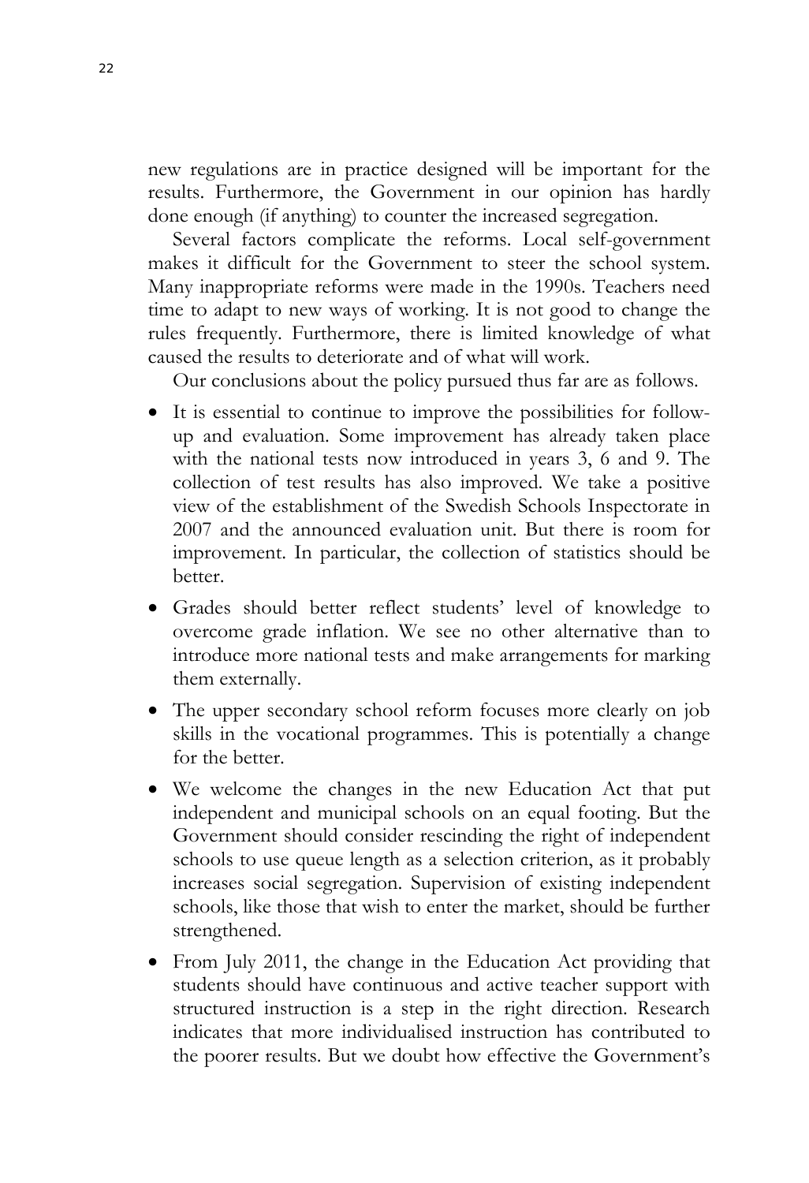new regulations are in practice designed will be important for the results. Furthermore, the Government in our opinion has hardly done enough (if anything) to counter the increased segregation.

Several factors complicate the reforms. Local self-government makes it difficult for the Government to steer the school system. Many inappropriate reforms were made in the 1990s. Teachers need time to adapt to new ways of working. It is not good to change the rules frequently. Furthermore, there is limited knowledge of what caused the results to deteriorate and of what will work.

Our conclusions about the policy pursued thus far are as follows.

- It is essential to continue to improve the possibilities for follow-up and evaluation. Some improvement has already taken place with the national tests now introduced in years 3, 6 and 9. The collection of test results has also improved. We take a positive view of the establishment of the Swedish Schools Inspectorate in 2007 and the announced evaluation unit. But there is room for improvement. In particular, the collection of statistics should be better.
- Grades should better reflect students' level of knowledge to overcome grade inflation. We see no other alternative than to introduce more national tests and make arrangements for marking them externally.
- The upper secondary school reform focuses more clearly on job skills in the vocational programmes. This is potentially a change for the better.
- We welcome the changes in the new Education Act that put independent and municipal schools on an equal footing. But the Government should consider rescinding the right of independent schools to use queue length as a selection criterion, as it probably increases social segregation. Supervision of existing independent schools, like those that wish to enter the market, should be further strengthened.
- From July 2011, the change in the Education Act providing that students should have continuous and active teacher support with structured instruction is a step in the right direction. Research indicates that more individualised instruction has contributed to the poorer results. But we doubt how effective the Government's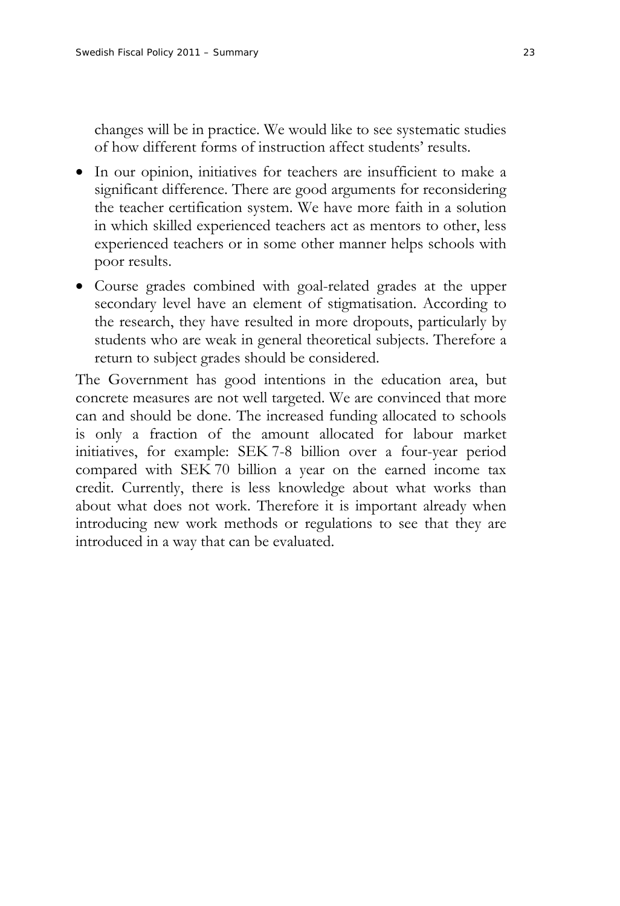changes will be in practice. We would like to see systematic studies of how different forms of instruction affect students' results.

- In our opinion, initiatives for teachers are insufficient to make a significant difference. There are good arguments for reconsidering the teacher certification system. We have more faith in a solution in which skilled experienced teachers act as mentors to other, less experienced teachers or in some other manner helps schools with poor results.
- Course grades combined with goal-related grades at the upper secondary level have an element of stigmatisation. According to the research, they have resulted in more dropouts, particularly by students who are weak in general theoretical subjects. Therefore a return to subject grades should be considered.

The Government has good intentions in the education area, but concrete measures are not well targeted. We are convinced that more can and should be done. The increased funding allocated to schools is only a fraction of the amount allocated for labour market initiatives, for example: SEK 7-8 billion over a four-year period compared with SEK 70 billion a year on the earned income tax credit. Currently, there is less knowledge about what works than about what does not work. Therefore it is important already when introducing new work methods or regulations to see that they are introduced in a way that can be evaluated.